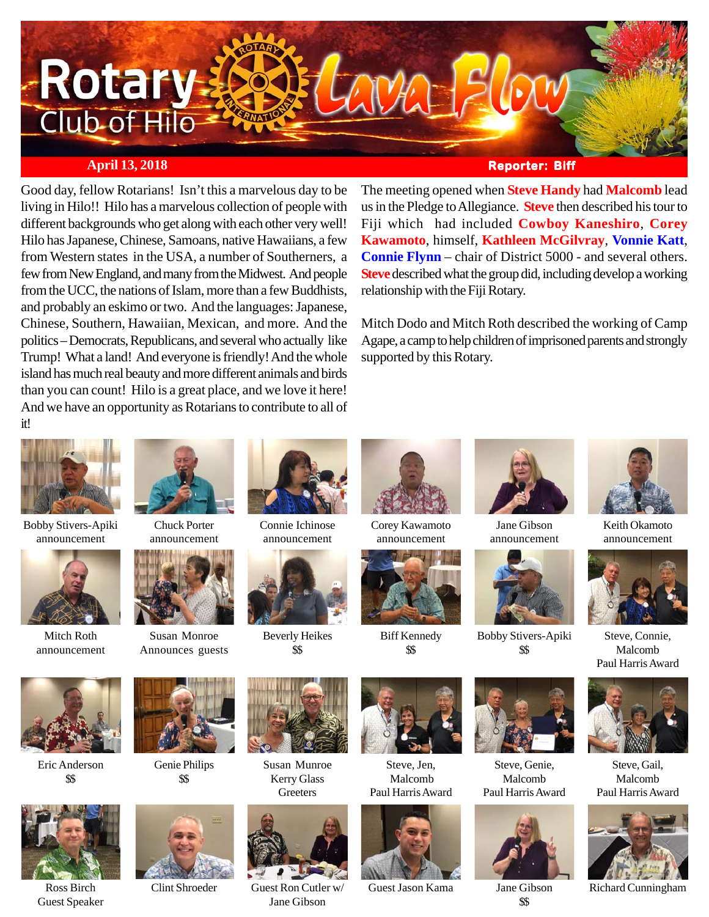# Rotary Club of Hilo — Lava Flow

**April 13, 2018** — **Reporter: Biff**

Good day, fellow Rotarians! Isn't this a marvelous day to be living in Hilo!! Hilo has a marvelous collection of people with different backgrounds who get along with each other very well! Hilo has Japanese, Chinese, Samoans, native Hawaiians, a few from Western states in the USA, a number of Southerners, a few from New England, and many from the Midwest. And people from the UCC, the nations of Islam, more than a few Buddhists, and probably an eskimo or two. And the languages: Japanese, Chinese, Southern, Hawaiian, Mexican, and more. And the politics – Democrats, Republicans, and several who actually like Trump! What a land! And everyone is friendly! And the whole island has much real beauty and more different animals and birds than you can count! Hilo is a great place, and we love it here! And we have an opportunity as Rotarians to contribute to all of it!

The meeting opened when **Steve Handy** had **Malcomb** lead us in the Pledge to Allegiance. **Steve** then described his tour to Fiji which had included **Cowboy Kaneshiro**, **Corey Kawamoto**, himself, **Kathleen McGilvray**, **Vonnie Katt**, **Connie Flynn** – chair of District 5000 - and several others. **Steve** described what the group did, including develop a working relationship with the Fiji Rotary.

Mitch Dodo and Mitch Roth described the working of Camp Agape, a camp to help children of imprisoned parents and strongly supported by this Rotary.

Bobby Stivers-Apiki announcement

Chuck Porter announcement

Connie Ichinose announcement

Corey Kawamoto announcement

Jane Gibson announcement

Keith Okamoto announcement

Mitch Roth announcement

Susan Monroe Announces guests

Beverly Heikes $$

Biff Kennedy $$

Bobby Stivers-Apiki $$

Steve, Connie, Malcomb Paul Harris Award

Eric Anderson $$

Genie Philips $$

Susan Munroe Kerry Glass Greeters

Steve, Jen, Malcomb Paul Harris Award

Steve, Genie, Malcomb Paul Harris Award

Steve, Gail, Malcomb Paul Harris Award

Ross Birch Guest Speaker

Clint Shroeder

Guest Ron Cutler w/ Jane Gibson

Guest Jason Kama

Jane Gibson $$

Richard Cunningham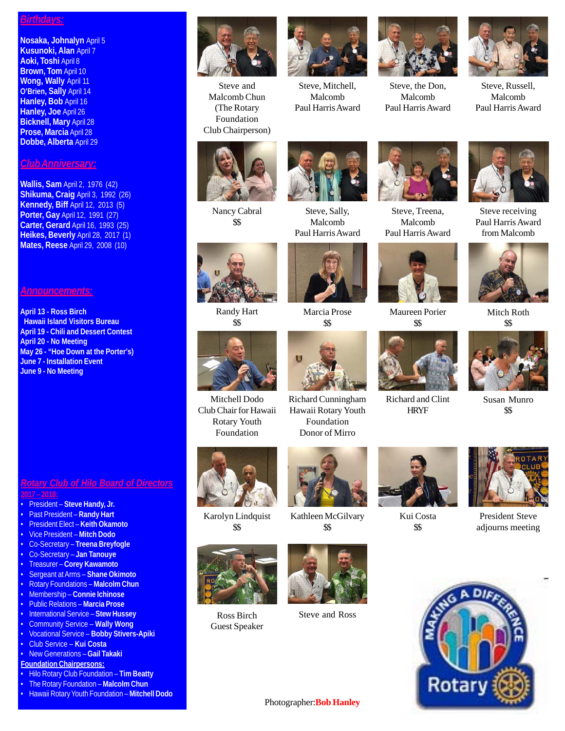## Birthdays:

**Nosaka, Johnalyn** April 5
**Kusunoki, Alan** April 7
**Aoki, Toshi** April 8
**Brown, Tom** April 10
**Wong, Wally** April 11
**O'Brien, Sally** April 14
**Hanley, Bob** April 16
**Hanley, Joe** April 26
**Bicknell, Mary** April 28
**Prose, Marcia** April 28
**Dobbe, Alberta** April 29

## Club Anniversary:

**Wallis, Sam** April 2, 1976 (42)
**Shikuma, Craig** April 3, 1992 (26)
**Kennedy, Biff** April 12, 2013 (5)
**Porter, Gay** April 12, 1991 (27)
**Carter, Gerard** April 16, 1993 (25)
**Heikes, Beverly** April 28, 2017 (1)
**Mates, Reese** April 29, 2008 (10)

## Announcements:

**April 13 - Ross Birch**
**Hawaii Island Visitors Bureau**
**April 19 - Chili and Dessert Contest**
**April 20 - No Meeting**
**May 26 - "Hoe Down at the Porter's)**
**June 7 - Installation Event**
**June 9 - No Meeting**

## Rotary Club of Hilo Board of Directors

**2017 – 2018:**

- President – **Steve Handy, Jr.**
- Past President – **Randy Hart**
- President Elect – **Keith Okamoto**
- Vice President – **Mitch Dodo**
- Co-Secretary – **Treena Breyfogle**
- Co-Secretary – **Jan Tanouye**
- Treasurer – **Corey Kawamoto**
- Sergeant at Arms – **Shane Okimoto**
- Rotary Foundations – **Malcolm Chun**
- Membership – **Connie Ichinose**
- Public Relations – **Marcia Prose**
- International Service – **Stew Hussey**
- Community Service – **Wally Wong**
- Vocational Service – **Bobby Stivers-Apiki**
- Club Service – **Kui Costa**
- New Generations – **Gail Takaki**

**Foundation Chairpersons:**

- Hilo Rotary Club Foundation – **Tim Beatty**
- The Rotary Foundation – **Malcolm Chun**
- Hawaii Rotary Youth Foundation – **Mitchell Dodo**

Steve and Malcomb Chun (The Rotary Foundation Club Chairperson)

Steve, Mitchell, Malcomb Paul Harris Award

Steve, the Don, Malcomb Paul Harris Award

Steve, Russell, Malcomb Paul Harris Award

Nancy Cabral $$

Steve, Sally, Malcomb Paul Harris Award

Steve, Treena, Malcomb Paul Harris Award

Steve receiving Paul Harris Award from Malcomb

Randy Hart $$

Marcia Prose $$

Maureen Porier $$

Mitch Roth $$

Mitchell Dodo Club Chair for Hawaii Rotary Youth Foundation

Richard Cunningham Hawaii Rotary Youth Foundation Donor of Mirro

Richard and Clint HRYF

Susan Munro $$

Karolyn Lindquist $$

Kathleen McGilvary $$

Kui Costa $$

President Steve adjourns meeting

Ross Birch Guest Speaker

Steve and Ross

Photographer: **Bob Hanley**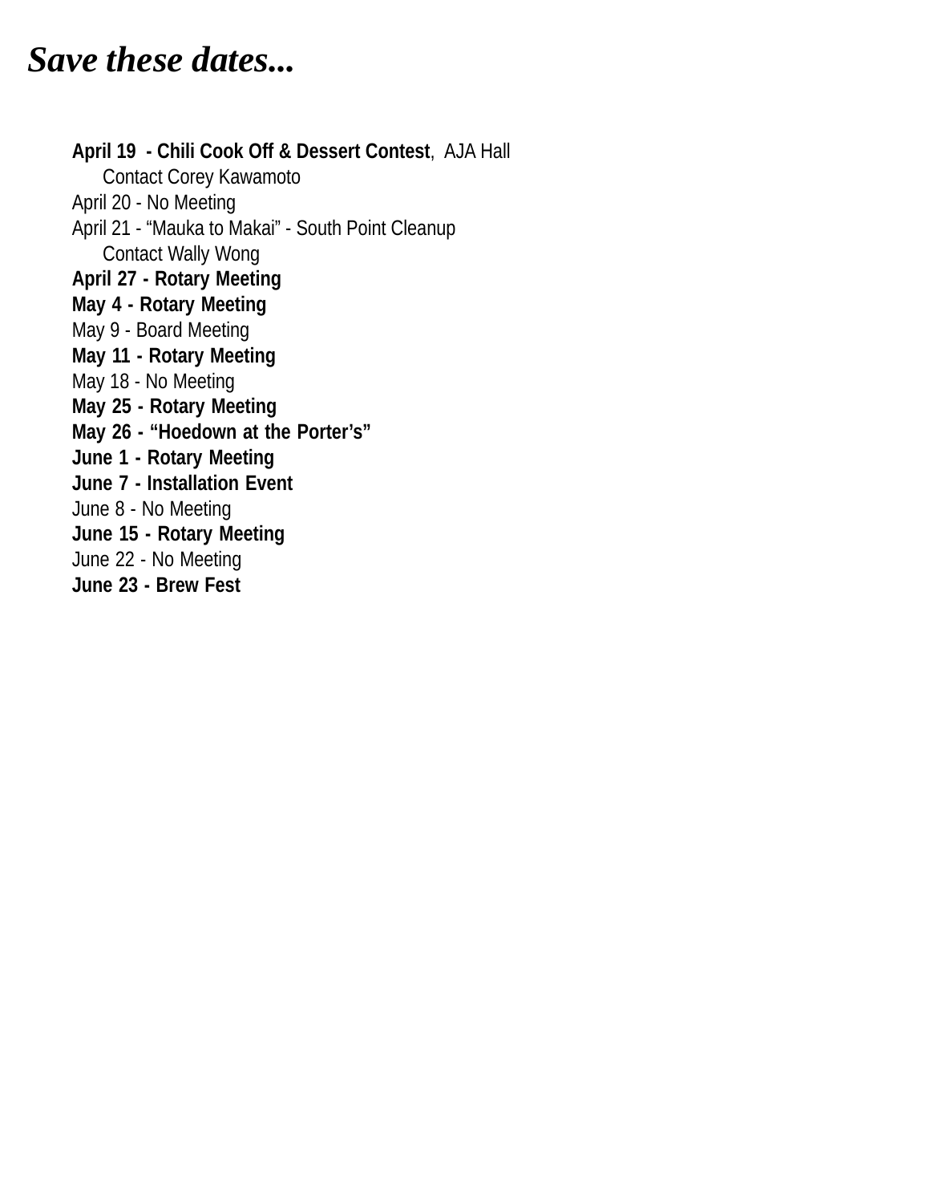# *Save these dates...*

**April 19 - Chili Cook Off & Dessert Contest**, AJA Hall
Contact Corey Kawamoto
April 20 - No Meeting
April 21 - “Mauka to Makai” - South Point Cleanup
Contact Wally Wong
**April 27 - Rotary Meeting**
**May 4 - Rotary Meeting**
May 9 - Board Meeting
**May 11 - Rotary Meeting**
May 18 - No Meeting
**May 25 - Rotary Meeting**
**May 26 - “Hoedown at the Porter’s”**
**June 1 - Rotary Meeting**
**June 7 - Installation Event**
June 8 - No Meeting
**June 15 - Rotary Meeting**
June 22 - No Meeting
**June 23 - Brew Fest**